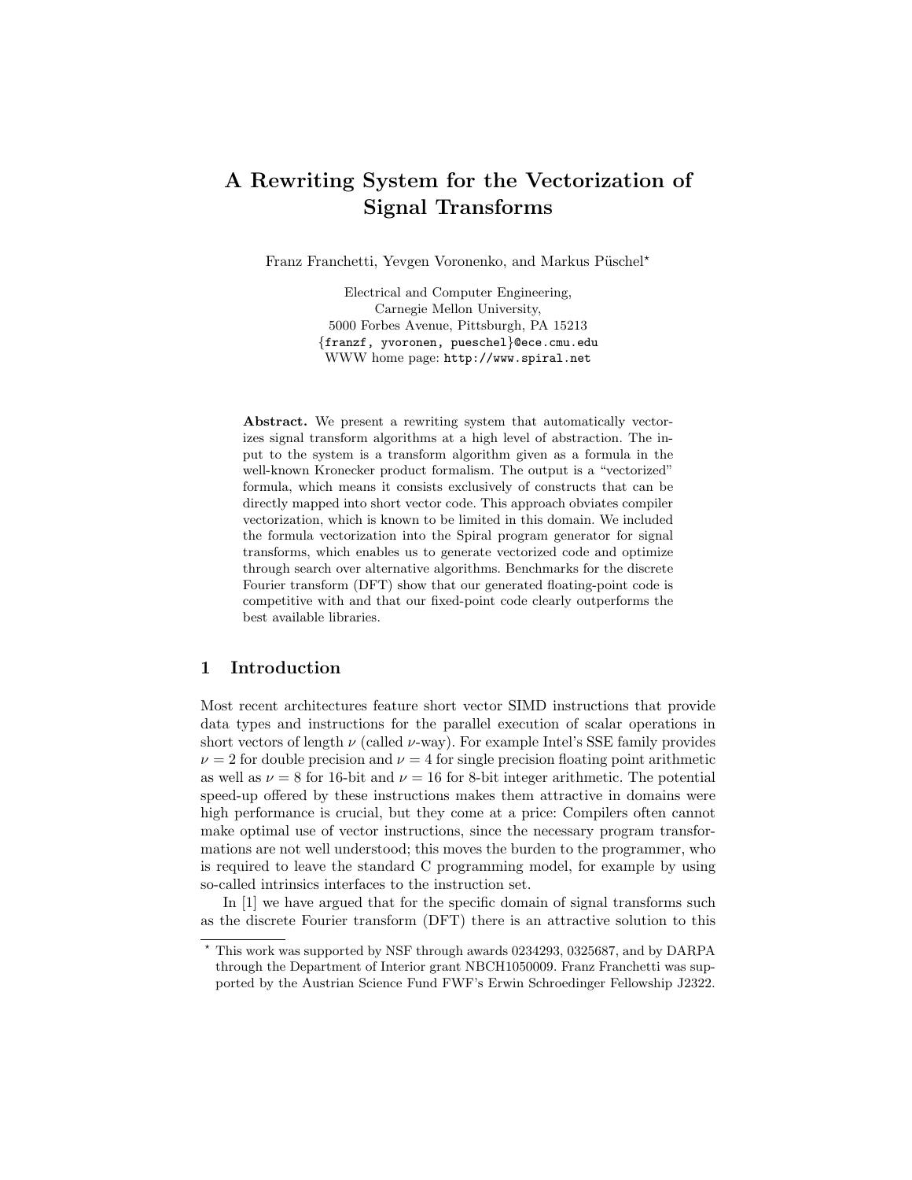# A Rewriting System for the Vectorization of Signal Transforms

Franz Franchetti, Yevgen Voronenko, and Markus Püschel*

Electrical and Computer Engineering,
Carnegie Mellon University,
5000 Forbes Avenue, Pittsburgh, PA 15213
{franzf, yvoronen, pueschel}@ece.cmu.edu
WWW home page: http://www.spiral.net

**Abstract.** We present a rewriting system that automatically vectorizes signal transform algorithms at a high level of abstraction. The input to the system is a transform algorithm given as a formula in the well-known Kronecker product formalism. The output is a "vectorized" formula, which means it consists exclusively of constructs that can be directly mapped into short vector code. This approach obviates compiler vectorization, which is known to be limited in this domain. We included the formula vectorization into the Spiral program generator for signal transforms, which enables us to generate vectorized code and optimize through search over alternative algorithms. Benchmarks for the discrete Fourier transform (DFT) show that our generated floating-point code is competitive with and that our fixed-point code clearly outperforms the best available libraries.

## 1 Introduction

Most recent architectures feature short vector SIMD instructions that provide data types and instructions for the parallel execution of scalar operations in short vectors of length $\nu$ (called $\nu$-way). For example Intel's SSE family provides $\nu = 2$ for double precision and $\nu = 4$ for single precision floating point arithmetic as well as $\nu = 8$ for 16-bit and $\nu = 16$ for 8-bit integer arithmetic. The potential speed-up offered by these instructions makes them attractive in domains were high performance is crucial, but they come at a price: Compilers often cannot make optimal use of vector instructions, since the necessary program transformations are not well understood; this moves the burden to the programmer, who is required to leave the standard C programming model, for example by using so-called intrinsics interfaces to the instruction set.

In [1] we have argued that for the specific domain of signal transforms such as the discrete Fourier transform (DFT) there is an attractive solution to this

* This work was supported by NSF through awards 0234293, 0325687, and by DARPA through the Department of Interior grant NBCH1050009. Franz Franchetti was supported by the Austrian Science Fund FWF's Erwin Schroedinger Fellowship J2322.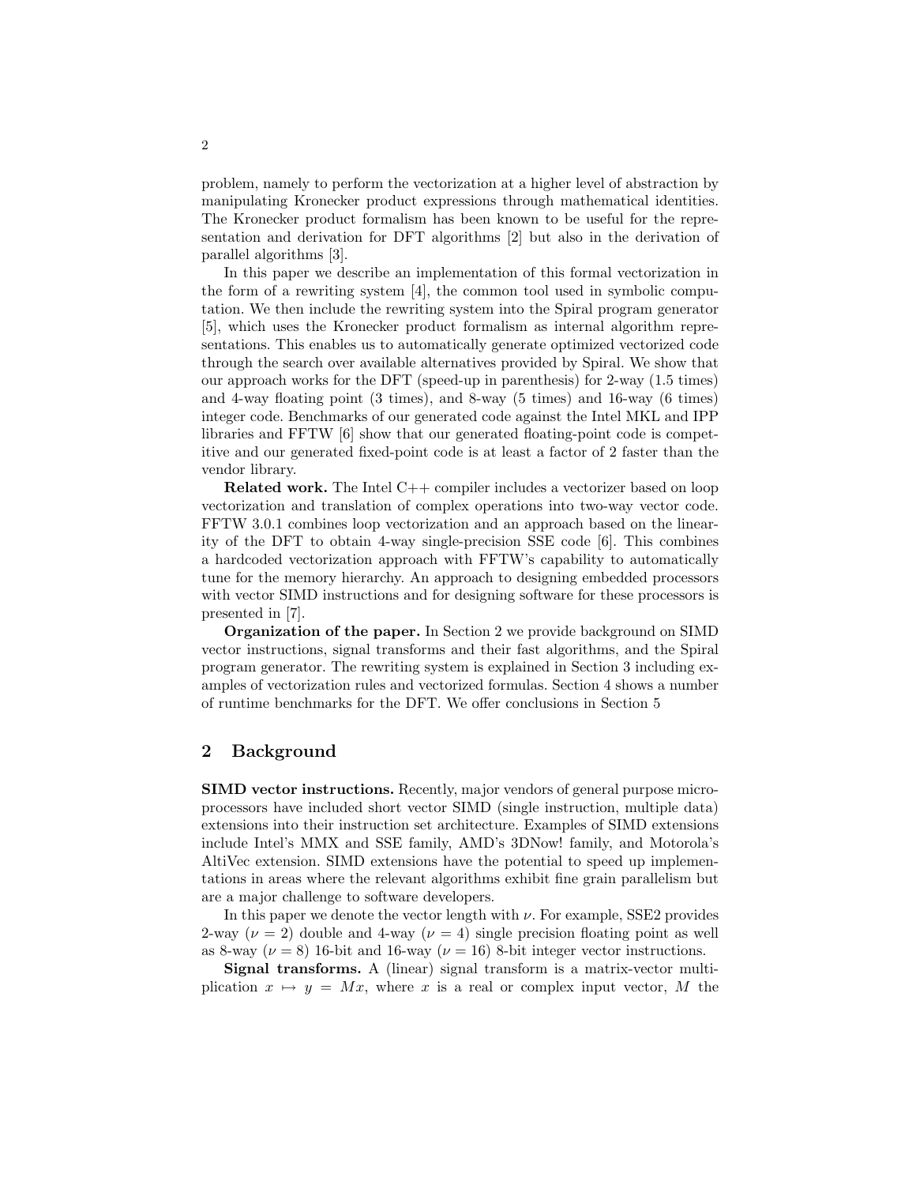problem, namely to perform the vectorization at a higher level of abstraction by manipulating Kronecker product expressions through mathematical identities. The Kronecker product formalism has been known to be useful for the representation and derivation for DFT algorithms [2] but also in the derivation of parallel algorithms [3].

In this paper we describe an implementation of this formal vectorization in the form of a rewriting system [4], the common tool used in symbolic computation. We then include the rewriting system into the Spiral program generator [5], which uses the Kronecker product formalism as internal algorithm representations. This enables us to automatically generate optimized vectorized code through the search over available alternatives provided by Spiral. We show that our approach works for the DFT (speed-up in parenthesis) for 2-way (1.5 times) and 4-way floating point (3 times), and 8-way (5 times) and 16-way (6 times) integer code. Benchmarks of our generated code against the Intel MKL and IPP libraries and FFTW [6] show that our generated floating-point code is competitive and our generated fixed-point code is at least a factor of 2 faster than the vendor library.

**Related work.** The Intel C++ compiler includes a vectorizer based on loop vectorization and translation of complex operations into two-way vector code. FFTW 3.0.1 combines loop vectorization and an approach based on the linearity of the DFT to obtain 4-way single-precision SSE code [6]. This combines a hardcoded vectorization approach with FFTW's capability to automatically tune for the memory hierarchy. An approach to designing embedded processors with vector SIMD instructions and for designing software for these processors is presented in [7].

**Organization of the paper.** In Section 2 we provide background on SIMD vector instructions, signal transforms and their fast algorithms, and the Spiral program generator. The rewriting system is explained in Section 3 including examples of vectorization rules and vectorized formulas. Section 4 shows a number of runtime benchmarks for the DFT. We offer conclusions in Section 5

## 2 Background

**SIMD vector instructions.** Recently, major vendors of general purpose microprocessors have included short vector SIMD (single instruction, multiple data) extensions into their instruction set architecture. Examples of SIMD extensions include Intel's MMX and SSE family, AMD's 3DNow! family, and Motorola's AltiVec extension. SIMD extensions have the potential to speed up implementations in areas where the relevant algorithms exhibit fine grain parallelism but are a major challenge to software developers.

In this paper we denote the vector length with $\nu$. For example, SSE2 provides 2-way ($\nu = 2$) double and 4-way ($\nu = 4$) single precision floating point as well as 8-way ($\nu = 8$) 16-bit and 16-way ($\nu = 16$) 8-bit integer vector instructions.

**Signal transforms.** A (linear) signal transform is a matrix-vector multiplication $x \mapsto y = Mx$, where $x$ is a real or complex input vector, $M$ the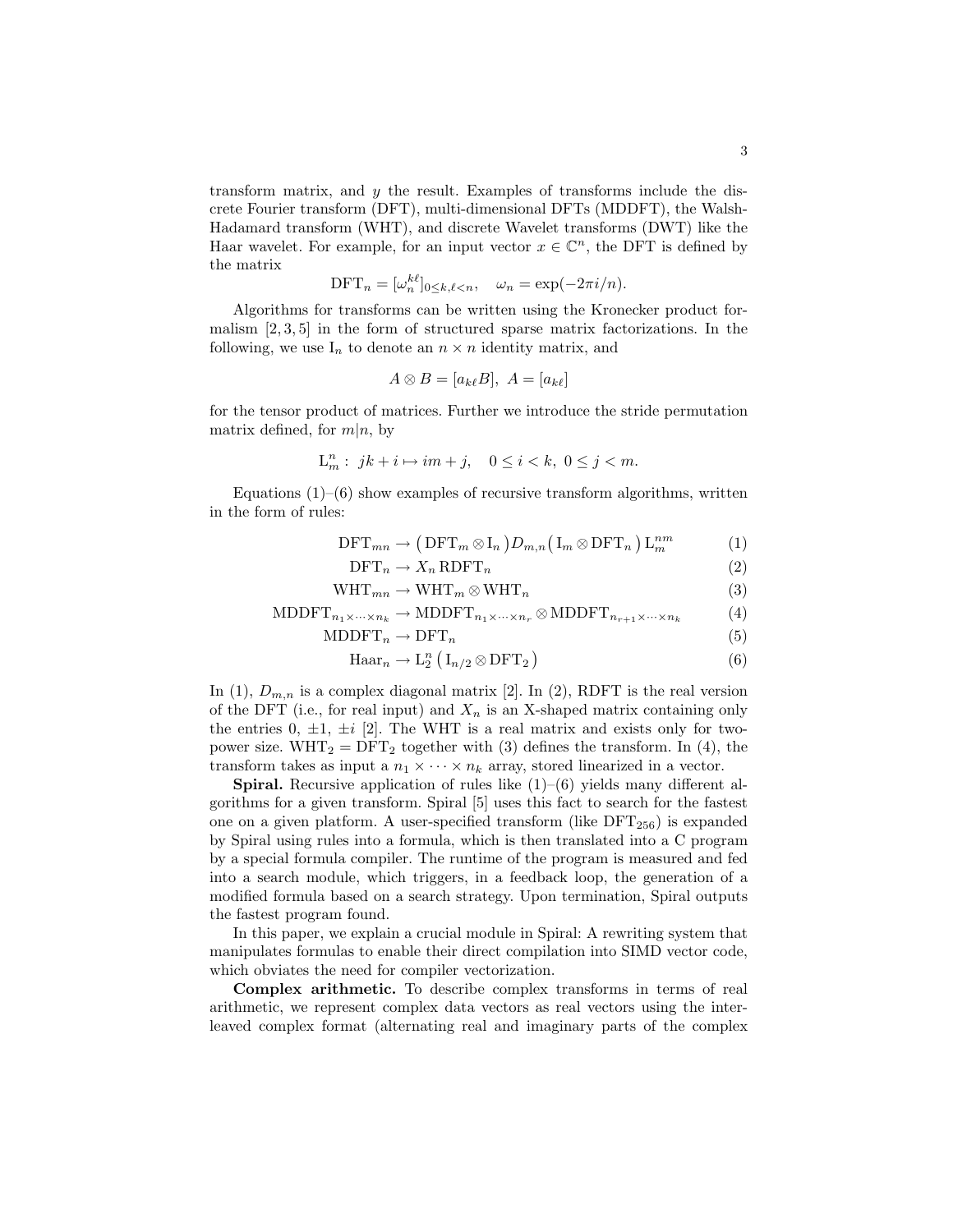transform matrix, and $y$ the result. Examples of transforms include the discrete Fourier transform (DFT), multi-dimensional DFTs (MDDFT), the Walsh-Hadamard transform (WHT), and discrete Wavelet transforms (DWT) like the Haar wavelet. For example, for an input vector $x \in \mathbb{C}^n$, the DFT is defined by the matrix

$$\mathrm{DFT}_n = [\omega_n^{k\ell}]_{0 \le k,\ell < n}, \quad \omega_n = \exp(-2\pi i/n).$$

Algorithms for transforms can be written using the Kronecker product formalism [2, 3, 5] in the form of structured sparse matrix factorizations. In the following, we use $\mathrm{I}_n$ to denote an $n \times n$ identity matrix, and

$$A \otimes B = [a_{k\ell} B], \ A = [a_{k\ell}]$$

for the tensor product of matrices. Further we introduce the stride permutation matrix defined, for $m|n$, by

$$\mathrm{L}_m^n : \ jk + i \mapsto im + j, \quad 0 \le i < k, \ 0 \le j < m.$$

Equations (1)–(6) show examples of recursive transform algorithms, written in the form of rules:

$$\mathrm{DFT}_{mn} \to \big(\mathrm{DFT}_m \otimes \mathrm{I}_n\big) D_{m,n} \big(\mathrm{I}_m \otimes \mathrm{DFT}_n\big)\, \mathrm{L}_m^{nm} \tag{1}$$

$$\mathrm{DFT}_n \to X_n\, \mathrm{RDFT}_n \tag{2}$$

$$\mathrm{WHT}_{mn} \to \mathrm{WHT}_m \otimes \mathrm{WHT}_n \tag{3}$$

$$\mathrm{MDDFT}_{n_1 \times \cdots \times n_k} \to \mathrm{MDDFT}_{n_1 \times \cdots \times n_r} \otimes \mathrm{MDDFT}_{n_{r+1} \times \cdots \times n_k} \tag{4}$$

$$\mathrm{MDDFT}_n \to \mathrm{DFT}_n \tag{5}$$

$$\mathrm{Haar}_n \to \mathrm{L}_2^n \left(\mathrm{I}_{n/2} \otimes \mathrm{DFT}_2\right) \tag{6}$$

In (1), $D_{m,n}$ is a complex diagonal matrix [2]. In (2), RDFT is the real version of the DFT (i.e., for real input) and $X_n$ is an X-shaped matrix containing only the entries 0, $\pm 1$, $\pm i$ [2]. The WHT is a real matrix and exists only for two-power size. $\mathrm{WHT}_2 = \mathrm{DFT}_2$ together with (3) defines the transform. In (4), the transform takes as input a $n_1 \times \cdots \times n_k$ array, stored linearized in a vector.

**Spiral.** Recursive application of rules like (1)–(6) yields many different algorithms for a given transform. Spiral [5] uses this fact to search for the fastest one on a given platform. A user-specified transform (like $\mathrm{DFT}_{256}$) is expanded by Spiral using rules into a formula, which is then translated into a C program by a special formula compiler. The runtime of the program is measured and fed into a search module, which triggers, in a feedback loop, the generation of a modified formula based on a search strategy. Upon termination, Spiral outputs the fastest program found.

In this paper, we explain a crucial module in Spiral: A rewriting system that manipulates formulas to enable their direct compilation into SIMD vector code, which obviates the need for compiler vectorization.

**Complex arithmetic.** To describe complex transforms in terms of real arithmetic, we represent complex data vectors as real vectors using the interleaved complex format (alternating real and imaginary parts of the complex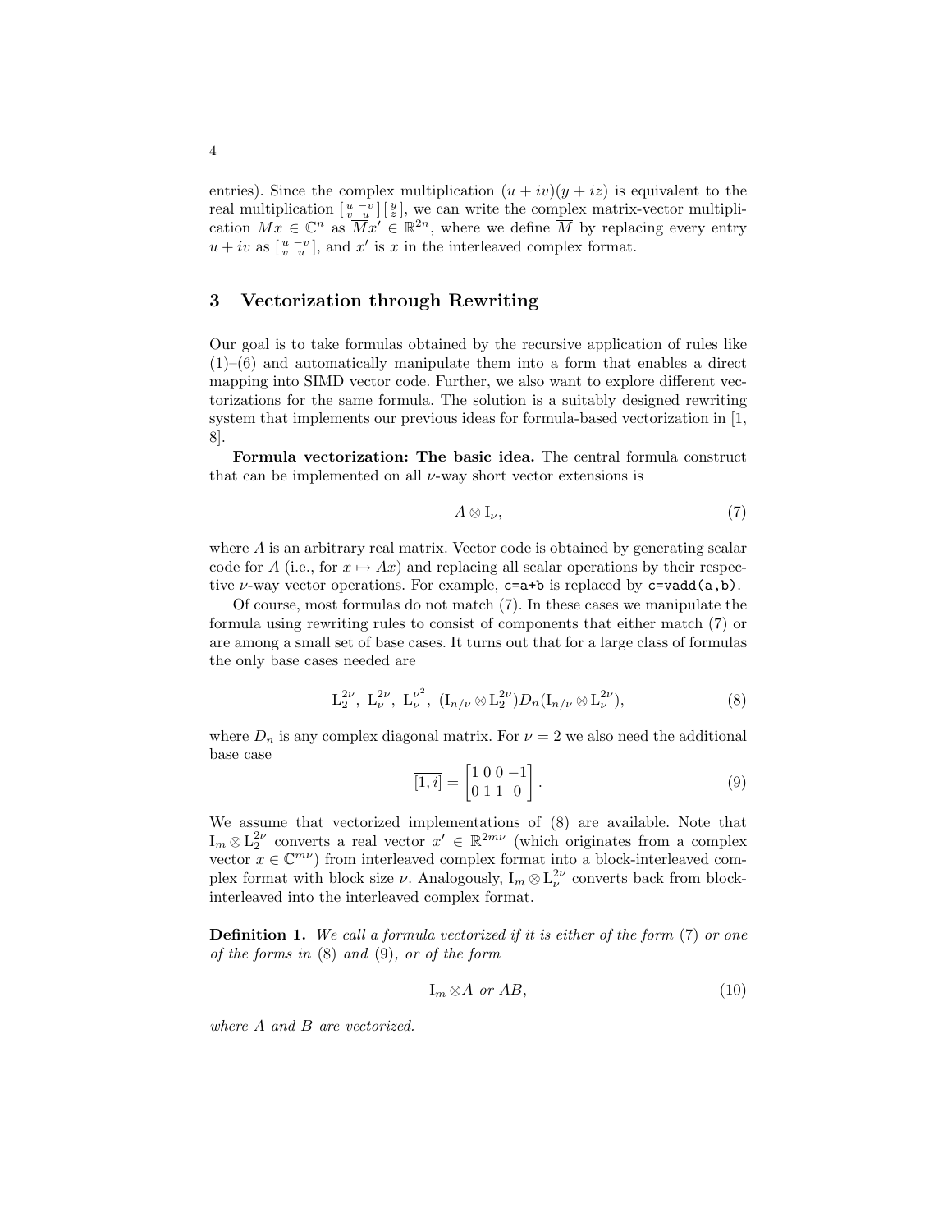entries). Since the complex multiplication $(u + iv)(y + iz)$ is equivalent to the real multiplication $\left[\begin{smallmatrix} u & -v \\ v & u \end{smallmatrix}\right]\left[\begin{smallmatrix} y \\ z \end{smallmatrix}\right]$, we can write the complex matrix-vector multiplication $Mx \in \mathbb{C}^n$ as $\overline{M}x' \in \mathbb{R}^{2n}$, where we define $\overline{M}$ by replacing every entry $u + iv$ as $\left[\begin{smallmatrix} u & -v \\ v & u \end{smallmatrix}\right]$, and $x'$ is $x$ in the interleaved complex format.

## 3 Vectorization through Rewriting

Our goal is to take formulas obtained by the recursive application of rules like (1)–(6) and automatically manipulate them into a form that enables a direct mapping into SIMD vector code. Further, we also want to explore different vectorizations for the same formula. The solution is a suitably designed rewriting system that implements our previous ideas for formula-based vectorization in [1, 8].

**Formula vectorization: The basic idea.** The central formula construct that can be implemented on all $\nu$-way short vector extensions is

$$A \otimes \mathrm{I}_\nu, \tag{7}$$

where $A$ is an arbitrary real matrix. Vector code is obtained by generating scalar code for $A$ (i.e., for $x \mapsto Ax$) and replacing all scalar operations by their respective $\nu$-way vector operations. For example, `c=a+b` is replaced by `c=vadd(a,b)`.

Of course, most formulas do not match (7). In these cases we manipulate the formula using rewriting rules to consist of components that either match (7) or are among a small set of base cases. It turns out that for a large class of formulas the only base cases needed are

$$\mathrm{L}_2^{2\nu},\ \mathrm{L}_\nu^{2\nu},\ \mathrm{L}_\nu^{\nu^2},\ (\mathrm{I}_{n/\nu} \otimes \mathrm{L}_2^{2\nu})\overline{D_n}(\mathrm{I}_{n/\nu} \otimes \mathrm{L}_\nu^{2\nu}), \tag{8}$$

where $D_n$ is any complex diagonal matrix. For $\nu = 2$ we also need the additional base case

$$\overline{[1, i]} = \begin{bmatrix} 1 & 0 & 0 & -1 \\ 0 & 1 & 1 & 0 \end{bmatrix}. \tag{9}$$

We assume that vectorized implementations of (8) are available. Note that $\mathrm{I}_m \otimes \mathrm{L}_2^{2\nu}$ converts a real vector $x' \in \mathbb{R}^{2m\nu}$ (which originates from a complex vector $x \in \mathbb{C}^{m\nu}$) from interleaved complex format into a block-interleaved complex format with block size $\nu$. Analogously, $\mathrm{I}_m \otimes \mathrm{L}_\nu^{2\nu}$ converts back from block-interleaved into the interleaved complex format.

**Definition 1.** *We call a formula vectorized if it is either of the form* (7) *or one of the forms in* (8) *and* (9)*, or of the form*

$$\mathrm{I}_m \otimes A \text{ or } AB, \tag{10}$$

*where $A$ and $B$ are vectorized.*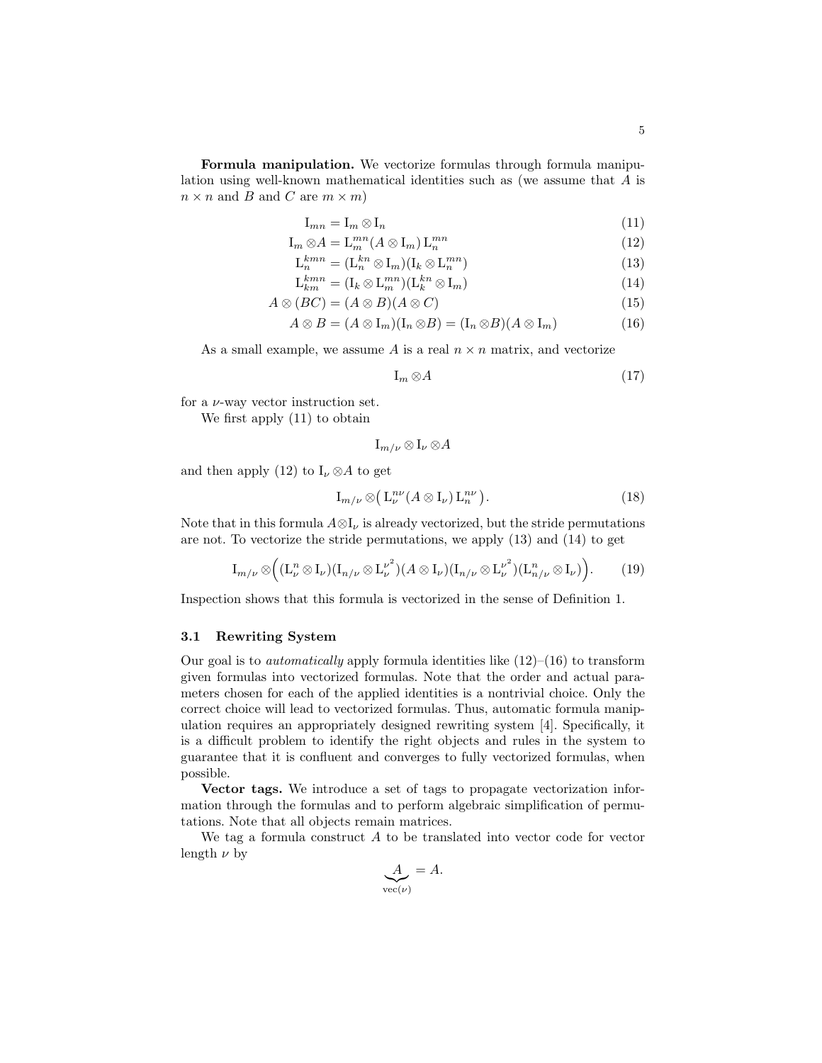**Formula manipulation.** We vectorize formulas through formula manipulation using well-known mathematical identities such as (we assume that $A$ is $n \times n$ and $B$ and $C$ are $m \times m$)

$$\mathrm{I}_{mn} = \mathrm{I}_m \otimes \mathrm{I}_n \tag{11}$$

$$\mathrm{I}_m \otimes A = \mathrm{L}^{mn}_m (A \otimes \mathrm{I}_m)\, \mathrm{L}^{mn}_n \tag{12}$$

$$\mathrm{L}^{kmn}_n = (\mathrm{L}^{kn}_n \otimes \mathrm{I}_m)(\mathrm{I}_k \otimes \mathrm{L}^{mn}_n) \tag{13}$$

$$\mathrm{L}^{kmn}_{km} = (\mathrm{I}_k \otimes \mathrm{L}^{mn}_m)(\mathrm{L}^{kn}_k \otimes \mathrm{I}_m) \tag{14}$$

$$A \otimes (BC) = (A \otimes B)(A \otimes C) \tag{15}$$

$$A \otimes B = (A \otimes \mathrm{I}_m)(\mathrm{I}_n \otimes B) = (\mathrm{I}_n \otimes B)(A \otimes \mathrm{I}_m) \tag{16}$$

As a small example, we assume $A$ is a real $n \times n$ matrix, and vectorize

$$\mathrm{I}_m \otimes A \tag{17}$$

for a $\nu$-way vector instruction set.

We first apply (11) to obtain

$$\mathrm{I}_{m/\nu} \otimes \mathrm{I}_\nu \otimes A$$

and then apply (12) to $\mathrm{I}_\nu \otimes A$ to get

$$\mathrm{I}_{m/\nu} \otimes \big(\, \mathrm{L}^{n\nu}_\nu (A \otimes \mathrm{I}_\nu)\, \mathrm{L}^{n\nu}_n \big). \tag{18}$$

Note that in this formula $A \otimes \mathrm{I}_\nu$ is already vectorized, but the stride permutations are not. To vectorize the stride permutations, we apply (13) and (14) to get

$$\mathrm{I}_{m/\nu} \otimes \Big( (\mathrm{L}^n_\nu \otimes \mathrm{I}_\nu)(\mathrm{I}_{n/\nu} \otimes \mathrm{L}^{\nu^2}_\nu)(A \otimes \mathrm{I}_\nu)(\mathrm{I}_{n/\nu} \otimes \mathrm{L}^{\nu^2}_\nu)(\mathrm{L}^n_{n/\nu} \otimes \mathrm{I}_\nu) \Big). \tag{19}$$

Inspection shows that this formula is vectorized in the sense of Definition 1.

### 3.1 Rewriting System

Our goal is to *automatically* apply formula identities like (12)–(16) to transform given formulas into vectorized formulas. Note that the order and actual parameters chosen for each of the applied identities is a nontrivial choice. Only the correct choice will lead to vectorized formulas. Thus, automatic formula manipulation requires an appropriately designed rewriting system [4]. Specifically, it is a difficult problem to identify the right objects and rules in the system to guarantee that it is confluent and converges to fully vectorized formulas, when possible.

**Vector tags.** We introduce a set of tags to propagate vectorization information through the formulas and to perform algebraic simplification of permutations. Note that all objects remain matrices.

We tag a formula construct $A$ to be translated into vector code for vector length $\nu$ by

$$\underbrace{A}_{\mathrm{vec}(\nu)} = A.$$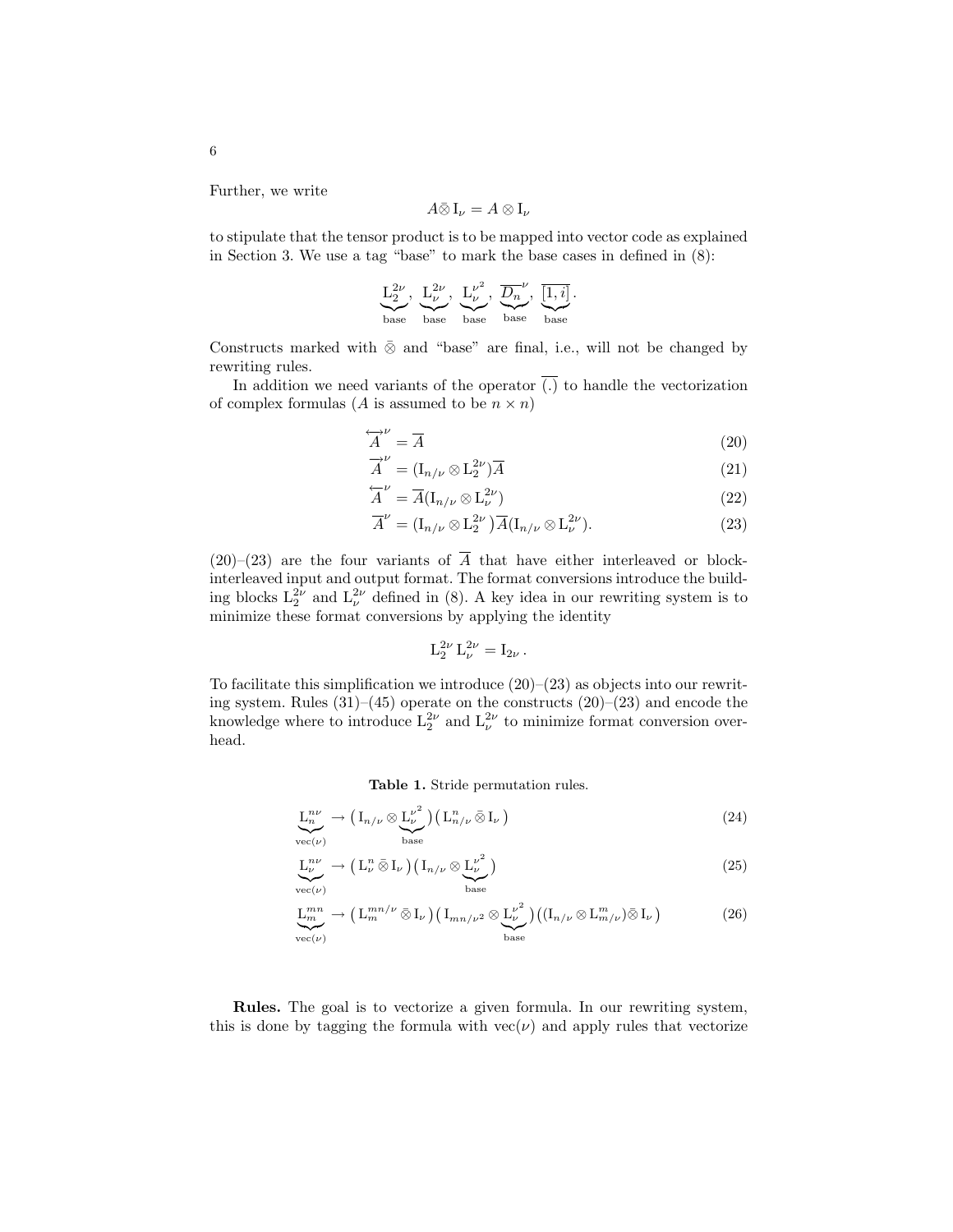Further, we write

$$A \bar{\otimes} \mathrm{I}_\nu = A \otimes \mathrm{I}_\nu$$

to stipulate that the tensor product is to be mapped into vector code as explained in Section 3. We use a tag "base" to mark the base cases in defined in (8):

$$\underbrace{\mathrm{L}_2^{2\nu}}_{\text{base}},\ \underbrace{\mathrm{L}_\nu^{2\nu}}_{\text{base}},\ \underbrace{\mathrm{L}_\nu^{\nu^2}}_{\text{base}},\ \underbrace{\overline{D_n}^{\nu}}_{\text{base}},\ \underbrace{\overline{[1,i]}}_{\text{base}}.$$

Constructs marked with $\bar{\otimes}$ and "base" are final, i.e., will not be changed by rewriting rules.

In addition we need variants of the operator $\overline{(.)}$ to handle the vectorization of complex formulas ($A$ is assumed to be $n \times n$)

$$\overleftrightarrow{A}^{\nu} = \overline{A} \tag{20}$$

$$\overrightarrow{A}^{\nu} = (\mathrm{I}_{n/\nu} \otimes \mathrm{L}_2^{2\nu})\overline{A} \tag{21}$$

$$\overleftarrow{A}^{\nu} = \overline{A}(\mathrm{I}_{n/\nu} \otimes \mathrm{L}_\nu^{2\nu}) \tag{22}$$

$$\overline{A}^{\nu} = (\mathrm{I}_{n/\nu} \otimes \mathrm{L}_2^{2\nu})\overline{A}(\mathrm{I}_{n/\nu} \otimes \mathrm{L}_\nu^{2\nu}). \tag{23}$$

(20)–(23) are the four variants of $\overline{A}$ that have either interleaved or block-interleaved input and output format. The format conversions introduce the building blocks $\mathrm{L}_2^{2\nu}$ and $\mathrm{L}_\nu^{2\nu}$ defined in (8). A key idea in our rewriting system is to minimize these format conversions by applying the identity

$$\mathrm{L}_2^{2\nu}\,\mathrm{L}_\nu^{2\nu} = \mathrm{I}_{2\nu}\,.$$

To facilitate this simplification we introduce (20)–(23) as objects into our rewriting system. Rules (31)–(45) operate on the constructs (20)–(23) and encode the knowledge where to introduce $\mathrm{L}_2^{2\nu}$ and $\mathrm{L}_\nu^{2\nu}$ to minimize format conversion overhead.

**Table 1.** Stride permutation rules.

$$\underbrace{\mathrm{L}_n^{n\nu}}_{\mathrm{vec}(\nu)} \to \big(\mathrm{I}_{n/\nu} \otimes \underbrace{\mathrm{L}_\nu^{\nu^2}}_{\text{base}}\big)\big(\mathrm{L}_{n/\nu}^{n} \bar{\otimes} \mathrm{I}_\nu\big) \tag{24}$$

$$\underbrace{\mathrm{L}_\nu^{n\nu}}_{\mathrm{vec}(\nu)} \to \big(\mathrm{L}_\nu^{n} \bar{\otimes} \mathrm{I}_\nu\big)\big(\mathrm{I}_{n/\nu} \otimes \underbrace{\mathrm{L}_\nu^{\nu^2}}_{\text{base}}\big) \tag{25}$$

$$\underbrace{\mathrm{L}_m^{mn}}_{\mathrm{vec}(\nu)} \to \big(\mathrm{L}_m^{mn/\nu} \bar{\otimes} \mathrm{I}_\nu\big)\big(\mathrm{I}_{mn/\nu^2} \otimes \underbrace{\mathrm{L}_\nu^{\nu^2}}_{\text{base}}\big)\big((\mathrm{I}_{n/\nu} \otimes \mathrm{L}_{m/\nu}^{m}) \bar{\otimes} \mathrm{I}_\nu\big) \tag{26}$$

**Rules.** The goal is to vectorize a given formula. In our rewriting system, this is done by tagging the formula with $\mathrm{vec}(\nu)$ and apply rules that vectorize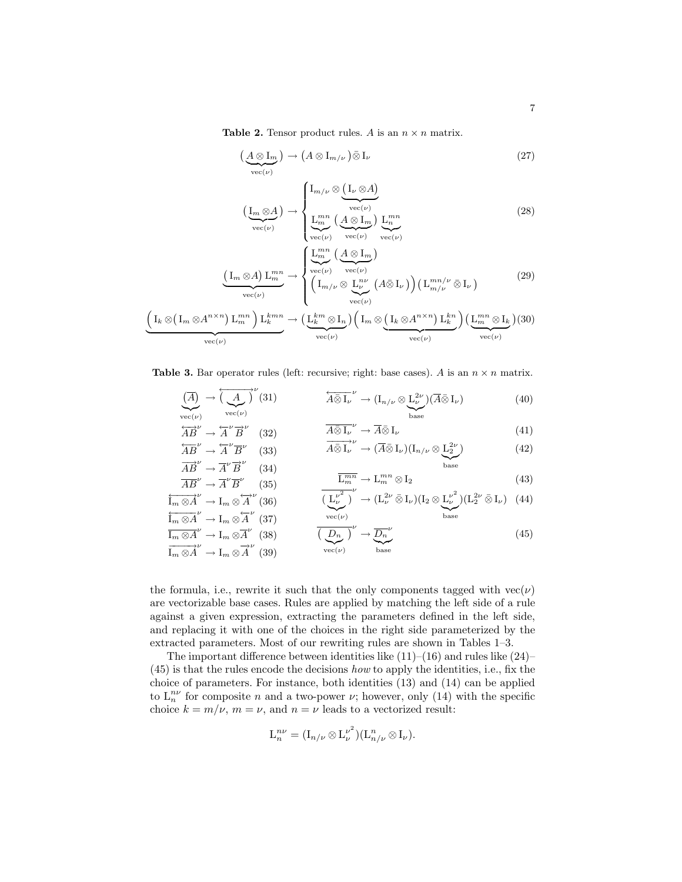**Table 2.** Tensor product rules. $A$ is an $n \times n$ matrix.

$$\underbrace{\left(A \otimes \mathrm{I}_m\right)}_{\mathrm{vec}(\nu)} \rightarrow \left(A \otimes \mathrm{I}_{m/\nu}\right) \bar{\otimes}\, \mathrm{I}_\nu \tag{27}$$

$$\underbrace{\left(\mathrm{I}_m \otimes A\right)}_{\mathrm{vec}(\nu)} \rightarrow \begin{cases} \mathrm{I}_{m/\nu} \otimes \underbrace{\left(\mathrm{I}_\nu \otimes A\right)}_{\mathrm{vec}(\nu)} \\ \underbrace{\mathrm{L}_m^{mn}}_{\mathrm{vec}(\nu)} \underbrace{\left(A \otimes \mathrm{I}_m\right)}_{\mathrm{vec}(\nu)} \underbrace{\mathrm{L}_n^{mn}}_{\mathrm{vec}(\nu)} \end{cases} \tag{28}$$

$$\underbrace{\left(\mathrm{I}_m \otimes A\right) \mathrm{L}_m^{mn}}_{\mathrm{vec}(\nu)} \rightarrow \begin{cases} \underbrace{\mathrm{L}_m^{mn}}_{\mathrm{vec}(\nu)} \underbrace{\left(A \otimes \mathrm{I}_m\right)}_{\mathrm{vec}(\nu)} \\ \Big(\mathrm{I}_{m/\nu} \otimes \underbrace{\mathrm{L}_\nu^{n\nu}}_{\mathrm{vec}(\nu)} \left(A \bar{\otimes}\, \mathrm{I}_\nu\right)\Big) \left(\mathrm{L}_{m/\nu}^{mn/\nu} \bar{\otimes}\, \mathrm{I}_\nu\right) \end{cases} \tag{29}$$

$$\underbrace{\Big(\mathrm{I}_k \otimes \left(\mathrm{I}_m \otimes A^{n\times n}\right) \mathrm{L}_m^{mn}\Big) \mathrm{L}_k^{kmn}}_{\mathrm{vec}(\nu)} \rightarrow \underbrace{\left(\mathrm{L}_k^{km} \otimes \mathrm{I}_n\right)}_{\mathrm{vec}(\nu)} \Big(\mathrm{I}_m \otimes \underbrace{\left(\mathrm{I}_k \otimes A^{n\times n}\right) \mathrm{L}_k^{kn}}_{\mathrm{vec}(\nu)}\Big) \underbrace{\left(\mathrm{L}_m^{mn} \otimes \mathrm{I}_k\right)}_{\mathrm{vec}(\nu)} \tag{30}$$

**Table 3.** Bar operator rules (left: recursive; right: base cases). $A$ is an $n \times n$ matrix.

Recursive rules:

$$\underbrace{(\overline{A})}_{\mathrm{vec}(\nu)} \rightarrow \overleftrightarrow{\underbrace{(A)}_{\mathrm{vec}(\nu)}}^{\nu} \tag{31}$$

$$\overleftrightarrow{AB}^{\nu} \rightarrow \overleftarrow{A}^{\nu} \overrightarrow{B}^{\nu} \tag{32}$$

$$\overleftarrow{AB}^{\nu} \rightarrow \overleftarrow{A}^{\nu} \overline{B}^{\nu} \tag{33}$$

$$\overrightarrow{AB}^{\nu} \rightarrow \overline{A}^{\nu} \overrightarrow{B}^{\nu} \tag{34}$$

$$\overline{AB}^{\nu} \rightarrow \overline{A}^{\nu} \overline{B}^{\nu} \tag{35}$$

$$\overleftrightarrow{\mathrm{I}_m \otimes A}^{\nu} \rightarrow \mathrm{I}_m \otimes \overleftrightarrow{A}^{\nu} \tag{36}$$

$$\overleftarrow{\mathrm{I}_m \otimes A}^{\nu} \rightarrow \mathrm{I}_m \otimes \overleftarrow{A}^{\nu} \tag{37}$$

$$\overline{\mathrm{I}_m \otimes A}^{\nu} \rightarrow \mathrm{I}_m \otimes \overline{A}^{\nu} \tag{38}$$

$$\overrightarrow{\mathrm{I}_m \otimes A}^{\nu} \rightarrow \mathrm{I}_m \otimes \overrightarrow{A}^{\nu} \tag{39}$$

Base cases:

$$\overleftarrow{A \bar{\otimes}\, \mathrm{I}_\nu}^{\nu} \rightarrow (\mathrm{I}_{n/\nu} \otimes \underbrace{\mathrm{L}_\nu^{2\nu}}_{\mathrm{base}})(\overline{A} \bar{\otimes}\, \mathrm{I}_\nu) \tag{40}$$

$$\overline{A \bar{\otimes}\, \mathrm{I}_\nu}^{\nu} \rightarrow \overline{A} \bar{\otimes}\, \mathrm{I}_\nu \tag{41}$$

$$\overrightarrow{A \bar{\otimes}\, \mathrm{I}_\nu}^{\nu} \rightarrow (\overline{A} \bar{\otimes}\, \mathrm{I}_\nu)(\mathrm{I}_{n/\nu} \otimes \underbrace{\mathrm{L}_2^{2\nu}}_{\mathrm{base}}) \tag{42}$$

$$\overline{\mathrm{L}_m^{mn}} \rightarrow \mathrm{L}_m^{mn} \otimes \mathrm{I}_2 \tag{43}$$

$$\overline{\underbrace{(\mathrm{L}_\nu^{\nu^2})}_{\mathrm{vec}(\nu)}}^{\nu} \rightarrow (\mathrm{L}_\nu^{2\nu} \bar{\otimes}\, \mathrm{I}_\nu)(\mathrm{I}_2 \otimes \underbrace{\mathrm{L}_\nu^{\nu^2}}_{\mathrm{base}})(\mathrm{L}_2^{2\nu} \bar{\otimes}\, \mathrm{I}_\nu) \tag{44}$$

$$\overline{\underbrace{(D_n)}_{\mathrm{vec}(\nu)}}^{\nu} \rightarrow \underbrace{\overline{D_n}^{\nu}}_{\mathrm{base}} \tag{45}$$

the formula, i.e., rewrite it such that the only components tagged with $\mathrm{vec}(\nu)$ are vectorizable base cases. Rules are applied by matching the left side of a rule against a given expression, extracting the parameters defined in the left side, and replacing it with one of the choices in the right side parameterized by the extracted parameters. Most of our rewriting rules are shown in Tables 1–3.

The important difference between identities like (11)–(16) and rules like (24)–(45) is that the rules encode the decisions *how* to apply the identities, i.e., fix the choice of parameters. For instance, both identities (13) and (14) can be applied to $\mathrm{L}_n^{n\nu}$ for composite $n$ and a two-power $\nu$; however, only (14) with the specific choice $k = m/\nu$, $m = \nu$, and $n = \nu$ leads to a vectorized result:

$$\mathrm{L}_n^{n\nu} = (\mathrm{I}_{n/\nu} \otimes \mathrm{L}_\nu^{\nu^2})(\mathrm{L}_{n/\nu}^{n} \otimes \mathrm{I}_\nu).$$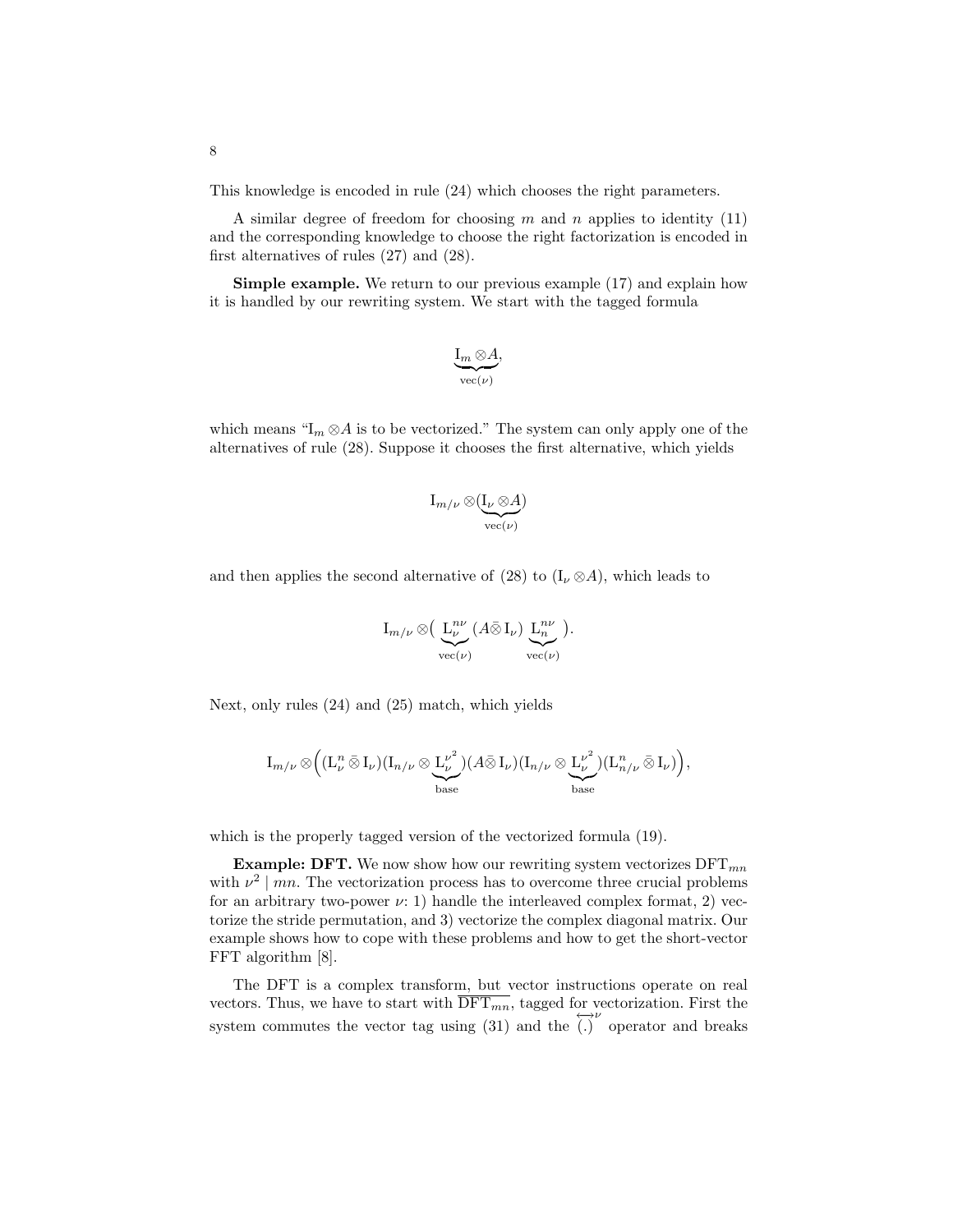This knowledge is encoded in rule (24) which chooses the right parameters.

A similar degree of freedom for choosing $m$ and $n$ applies to identity (11) and the corresponding knowledge to choose the right factorization is encoded in first alternatives of rules (27) and (28).

**Simple example.** We return to our previous example (17) and explain how it is handled by our rewriting system. We start with the tagged formula

$$\underbrace{\mathrm{I}_m \otimes A}_{\mathrm{vec}(\nu)},$$

which means "$\mathrm{I}_m \otimes A$ is to be vectorized." The system can only apply one of the alternatives of rule (28). Suppose it chooses the first alternative, which yields

$$\mathrm{I}_{m/\nu} \otimes (\underbrace{\mathrm{I}_\nu \otimes A}_{\mathrm{vec}(\nu)})$$

and then applies the second alternative of (28) to $(\mathrm{I}_\nu \otimes A)$, which leads to

$$\mathrm{I}_{m/\nu} \otimes \big( \underbrace{\mathrm{L}^{n\nu}_{\nu}}_{\mathrm{vec}(\nu)} (A \bar{\otimes} \mathrm{I}_\nu) \underbrace{\mathrm{L}^{n\nu}_{n}}_{\mathrm{vec}(\nu)} \big).$$

Next, only rules (24) and (25) match, which yields

$$\mathrm{I}_{m/\nu} \otimes \Big( (\mathrm{L}^{n}_{\nu} \bar{\otimes} \mathrm{I}_\nu)(\mathrm{I}_{n/\nu} \otimes \underbrace{\mathrm{L}^{\nu^2}_{\nu}}_{\mathrm{base}})(A \bar{\otimes} \mathrm{I}_\nu)(\mathrm{I}_{n/\nu} \otimes \underbrace{\mathrm{L}^{\nu^2}_{\nu}}_{\mathrm{base}})(\mathrm{L}^{n}_{n/\nu} \bar{\otimes} \mathrm{I}_\nu) \Big),$$

which is the properly tagged version of the vectorized formula (19).

**Example: DFT.** We now show how our rewriting system vectorizes $\mathrm{DFT}_{mn}$ with $\nu^2 \mid mn$. The vectorization process has to overcome three crucial problems for an arbitrary two-power $\nu$: 1) handle the interleaved complex format, 2) vectorize the stride permutation, and 3) vectorize the complex diagonal matrix. Our example shows how to cope with these problems and how to get the short-vector FFT algorithm [8].

The DFT is a complex transform, but vector instructions operate on real vectors. Thus, we have to start with $\overline{\mathrm{DFT}_{mn}}$, tagged for vectorization. First the system commutes the vector tag using (31) and the $\overleftrightarrow{(.)}^{\nu}$ operator and breaks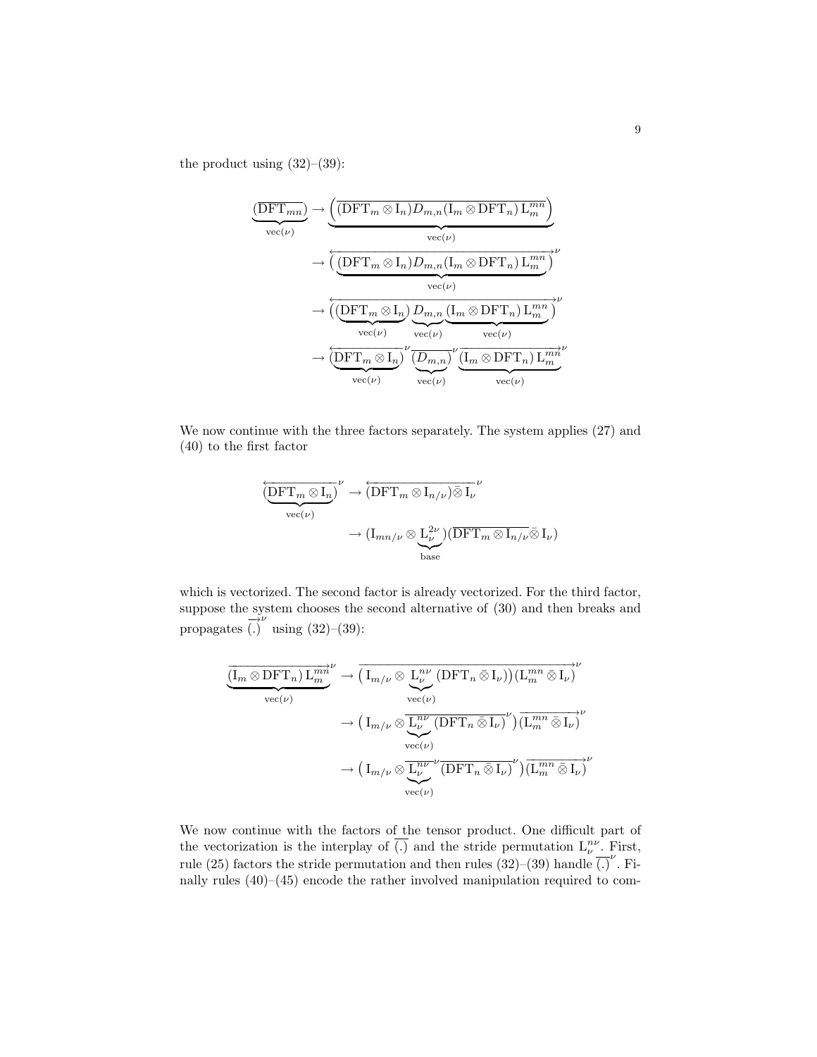the product using (32)–(39):

$$
\begin{aligned}
\underbrace{(\overline{\mathrm{DFT}_{mn}})}_{\mathrm{vec}(\nu)} &\rightarrow \underbrace{\left(\overline{(\mathrm{DFT}_m \otimes \mathrm{I}_n) D_{m,n} (\mathrm{I}_m \otimes \mathrm{DFT}_n)\, \mathrm{L}_m^{mn}}\right)}_{\mathrm{vec}(\nu)} \\
&\rightarrow \overleftrightarrow{\big(\underbrace{(\mathrm{DFT}_m \otimes \mathrm{I}_n) D_{m,n} (\mathrm{I}_m \otimes \mathrm{DFT}_n)\, \mathrm{L}_m^{mn}}_{\mathrm{vec}(\nu)}\big)}^{\nu} \\
&\rightarrow \overleftrightarrow{\big(\underbrace{(\mathrm{DFT}_m \otimes \mathrm{I}_n)}_{\mathrm{vec}(\nu)} \underbrace{D_{m,n}}_{\mathrm{vec}(\nu)} \underbrace{(\mathrm{I}_m \otimes \mathrm{DFT}_n)\, \mathrm{L}_m^{mn}}_{\mathrm{vec}(\nu)}\big)}^{\nu} \\
&\rightarrow \underbrace{\overleftarrow{(\mathrm{DFT}_m \otimes \mathrm{I}_n)}^{\nu}}_{\mathrm{vec}(\nu)} \underbrace{\overline{(D_{m,n})}^{\nu}}_{\mathrm{vec}(\nu)} \underbrace{\overrightarrow{(\mathrm{I}_m \otimes \mathrm{DFT}_n)\, \mathrm{L}_m^{mn}}^{\nu}}_{\mathrm{vec}(\nu)}
\end{aligned}
$$

We now continue with the three factors separately. The system applies (27) and (40) to the first factor

$$
\begin{aligned}
\underbrace{\overleftarrow{(\mathrm{DFT}_m \otimes \mathrm{I}_n)}^{\nu}}_{\mathrm{vec}(\nu)} &\rightarrow \overleftarrow{(\mathrm{DFT}_m \otimes \mathrm{I}_{n/\nu}) \bar{\otimes}\, \mathrm{I}_\nu}^{\nu} \\
&\rightarrow (\mathrm{I}_{mn/\nu} \otimes \underbrace{\mathrm{L}_\nu^{2\nu}}_{\mathrm{base}}) (\overline{\mathrm{DFT}_m \otimes \mathrm{I}_{n/\nu}} \bar{\otimes}\, \mathrm{I}_\nu)
\end{aligned}
$$

which is vectorized. The second factor is already vectorized. For the third factor, suppose the system chooses the second alternative of (30) and then breaks and propagates $\overrightarrow{(.)}^{\nu}$ using (32)–(39):

$$
\begin{aligned}
\underbrace{\overrightarrow{(\mathrm{I}_m \otimes \mathrm{DFT}_n)\, \mathrm{L}_m^{mn}}^{\nu}}_{\mathrm{vec}(\nu)} &\rightarrow \overrightarrow{\big(\mathrm{I}_{m/\nu} \otimes \underbrace{\mathrm{L}_\nu^{n\nu}\, (\mathrm{DFT}_n \bar{\otimes}\, \mathrm{I}_\nu)}_{\mathrm{vec}(\nu)}\big) (\mathrm{L}_m^{mn} \bar{\otimes}\, \mathrm{I}_\nu)}^{\nu} \\
&\rightarrow \big(\mathrm{I}_{m/\nu} \otimes \underbrace{\overline{\mathrm{L}_\nu^{n\nu}\, (\mathrm{DFT}_n \bar{\otimes}\, \mathrm{I}_\nu)}^{\nu}}_{\mathrm{vec}(\nu)}\big) \overrightarrow{(\mathrm{L}_m^{mn} \bar{\otimes}\, \mathrm{I}_\nu)}^{\nu} \\
&\rightarrow \big(\mathrm{I}_{m/\nu} \otimes \underbrace{\overline{\mathrm{L}_\nu^{n\nu}}^{\nu}}_{\mathrm{vec}(\nu)} \overline{(\mathrm{DFT}_n \bar{\otimes}\, \mathrm{I}_\nu)}^{\nu}\big) \overrightarrow{(\mathrm{L}_m^{mn} \bar{\otimes}\, \mathrm{I}_\nu)}^{\nu}
\end{aligned}
$$

We now continue with the factors of the tensor product. One difficult part of the vectorization is the interplay of $\overline{(.)}$ and the stride permutation $\mathrm{L}_\nu^{n\nu}$. First, rule (25) factors the stride permutation and then rules (32)–(39) handle $\overline{(.)}^{\nu}$. Finally rules (40)–(45) encode the rather involved manipulation required to com-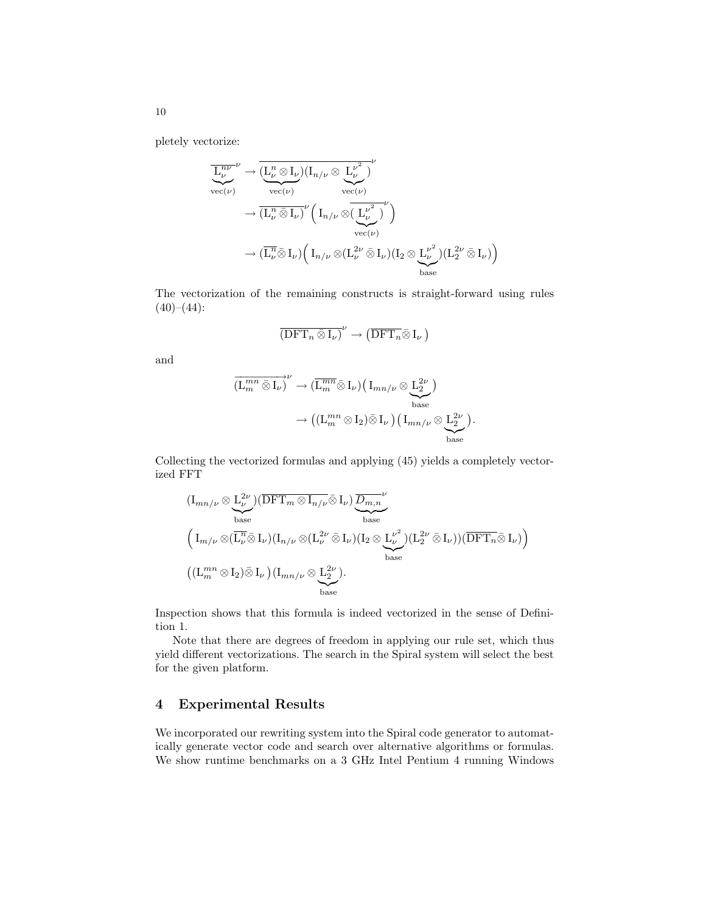pletely vectorize:

$$
\begin{aligned}
\overline{\underbrace{\mathrm{L}_\nu^{n\nu}}_{\mathrm{vec}(\nu)}}^{\nu} &\rightarrow \overline{(\underbrace{\mathrm{L}_\nu^{n} \otimes \mathrm{I}_\nu}_{\mathrm{vec}(\nu)})(\mathrm{I}_{n/\nu} \otimes \underbrace{\mathrm{L}_\nu^{\nu^2}}_{\mathrm{vec}(\nu)})}^{\nu} \\
&\rightarrow \overline{(\mathrm{L}_\nu^{n} \bar{\otimes} \mathrm{I}_\nu)}^{\nu} \Big( \mathrm{I}_{n/\nu} \otimes \overline{(\underbrace{\mathrm{L}_\nu^{\nu^2}}_{\mathrm{vec}(\nu)})}^{\nu} \Big) \\
&\rightarrow (\overline{\mathrm{L}_\nu^{n}} \bar{\otimes} \mathrm{I}_\nu) \Big( \mathrm{I}_{n/\nu} \otimes (\mathrm{L}_\nu^{2\nu} \bar{\otimes} \mathrm{I}_\nu)(\mathrm{I}_2 \otimes \underbrace{\mathrm{L}_\nu^{\nu^2}}_{\mathrm{base}})(\mathrm{L}_2^{2\nu} \bar{\otimes} \mathrm{I}_\nu) \Big)
\end{aligned}
$$

The vectorization of the remaining constructs is straight-forward using rules (40)–(44):

$$
\overline{(\mathrm{DFT}_n \bar{\otimes} \mathrm{I}_\nu)}^{\nu} \rightarrow \big( \overline{\mathrm{DFT}_n} \bar{\otimes} \mathrm{I}_\nu \big)
$$

and

$$
\begin{aligned}
\overrightarrow{(\mathrm{L}_m^{mn} \bar{\otimes} \mathrm{I}_\nu)}^{\nu} &\rightarrow (\overline{\mathrm{L}_m^{mn}} \bar{\otimes} \mathrm{I}_\nu) \big( \mathrm{I}_{mn/\nu} \otimes \underbrace{\mathrm{L}_2^{2\nu}}_{\mathrm{base}} \big) \\
&\rightarrow \big( (\mathrm{L}_m^{mn} \otimes \mathrm{I}_2) \bar{\otimes} \mathrm{I}_\nu \big) \big( \mathrm{I}_{mn/\nu} \otimes \underbrace{\mathrm{L}_2^{2\nu}}_{\mathrm{base}} \big).
\end{aligned}
$$

Collecting the vectorized formulas and applying (45) yields a completely vectorized FFT

$$
\begin{aligned}
&(\mathrm{I}_{mn/\nu} \otimes \underbrace{\mathrm{L}_\nu^{2\nu}}_{\mathrm{base}})(\overline{\mathrm{DFT}_m \otimes \mathrm{I}_{n/\nu}} \bar{\otimes} \mathrm{I}_\nu) \underbrace{\overline{D_{m,n}}^{\nu}}_{\mathrm{base}} \\
&\Big( \mathrm{I}_{m/\nu} \otimes (\overline{\mathrm{L}_\nu^{n}} \bar{\otimes} \mathrm{I}_\nu)(\mathrm{I}_{n/\nu} \otimes (\mathrm{L}_\nu^{2\nu} \bar{\otimes} \mathrm{I}_\nu)(\mathrm{I}_2 \otimes \underbrace{\mathrm{L}_\nu^{\nu^2}}_{\mathrm{base}})(\mathrm{L}_2^{2\nu} \bar{\otimes} \mathrm{I}_\nu))(\overline{\mathrm{DFT}_n} \bar{\otimes} \mathrm{I}_\nu) \Big) \\
&\big( (\mathrm{L}_m^{mn} \otimes \mathrm{I}_2) \bar{\otimes} \mathrm{I}_\nu \big)(\mathrm{I}_{mn/\nu} \otimes \underbrace{\mathrm{L}_2^{2\nu}}_{\mathrm{base}}).
\end{aligned}
$$

Inspection shows that this formula is indeed vectorized in the sense of Definition 1.

Note that there are degrees of freedom in applying our rule set, which thus yield different vectorizations. The search in the Spiral system will select the best for the given platform.

## 4 Experimental Results

We incorporated our rewriting system into the Spiral code generator to automatically generate vector code and search over alternative algorithms or formulas. We show runtime benchmarks on a 3 GHz Intel Pentium 4 running Windows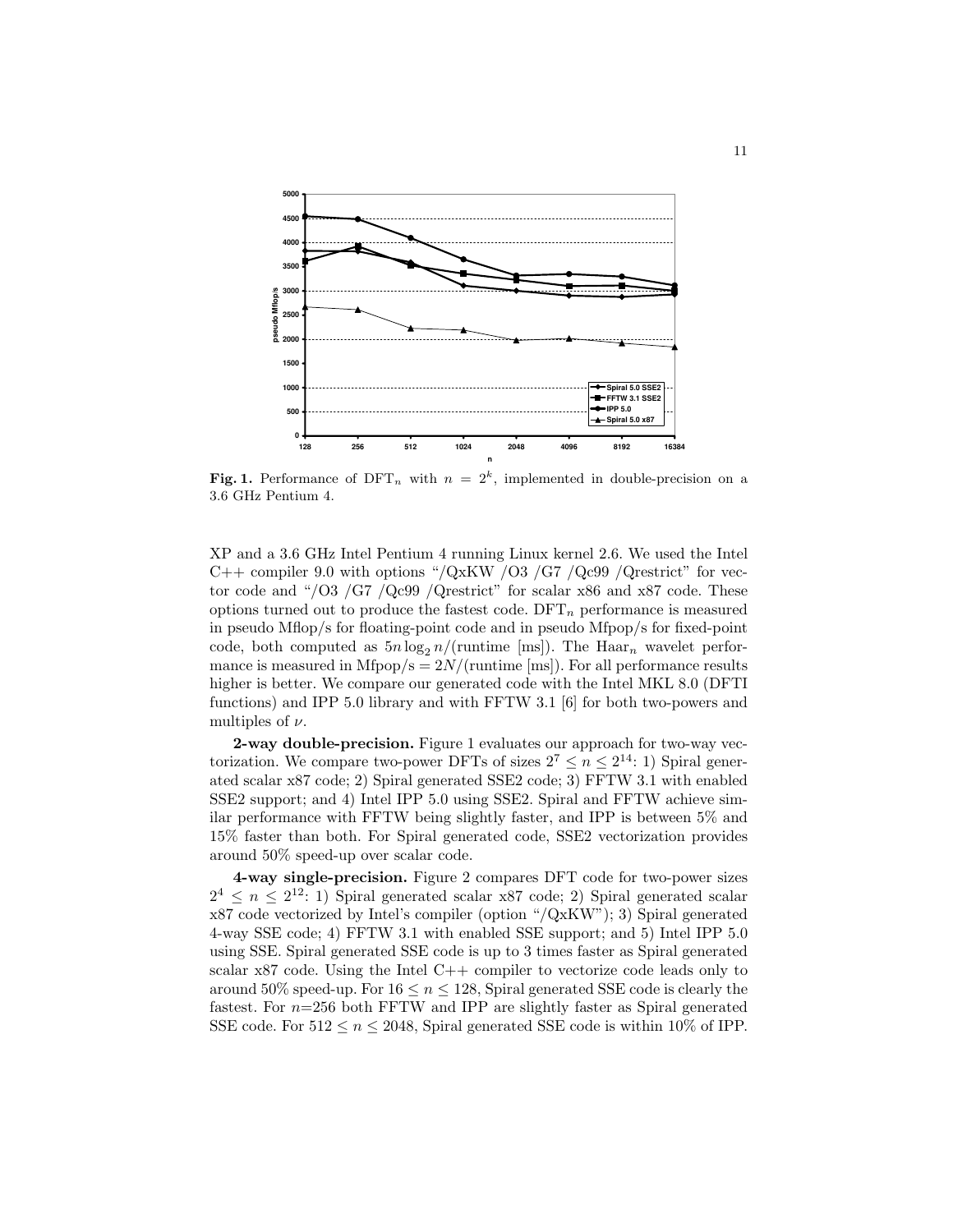**Fig. 1.** Performance of $\mathrm{DFT}_n$ with $n = 2^k$, implemented in double-precision on a 3.6 GHz Pentium 4.

XP and a 3.6 GHz Intel Pentium 4 running Linux kernel 2.6. We used the Intel C++ compiler 9.0 with options "/QxKW /O3 /G7 /Qc99 /Qrestrict" for vector code and "/O3 /G7 /Qc99 /Qrestrict" for scalar x86 and x87 code. These options turned out to produce the fastest code. $\mathrm{DFT}_n$ performance is measured in pseudo Mflop/s for floating-point code and in pseudo Mfpop/s for fixed-point code, both computed as $5n \log_2 n/(\text{runtime [ms]})$. The $\mathrm{Haar}_n$ wavelet performance is measured in Mfpop/s $= 2N/(\text{runtime [ms]})$. For all performance results higher is better. We compare our generated code with the Intel MKL 8.0 (DFTI functions) and IPP 5.0 library and with FFTW 3.1 [6] for both two-powers and multiples of $\nu$.

**2-way double-precision.** Figure 1 evaluates our approach for two-way vectorization. We compare two-power DFTs of sizes $2^7 \leq n \leq 2^{14}$: 1) Spiral generated scalar x87 code; 2) Spiral generated SSE2 code; 3) FFTW 3.1 with enabled SSE2 support; and 4) Intel IPP 5.0 using SSE2. Spiral and FFTW achieve similar performance with FFTW being slightly faster, and IPP is between 5% and 15% faster than both. For Spiral generated code, SSE2 vectorization provides around 50% speed-up over scalar code.

**4-way single-precision.** Figure 2 compares DFT code for two-power sizes $2^4 \leq n \leq 2^{12}$: 1) Spiral generated scalar x87 code; 2) Spiral generated scalar x87 code vectorized by Intel's compiler (option "/QxKW"); 3) Spiral generated 4-way SSE code; 4) FFTW 3.1 with enabled SSE support; and 5) Intel IPP 5.0 using SSE. Spiral generated SSE code is up to 3 times faster as Spiral generated scalar x87 code. Using the Intel C++ compiler to vectorize code leads only to around 50% speed-up. For $16 \leq n \leq 128$, Spiral generated SSE code is clearly the fastest. For $n$=256 both FFTW and IPP are slightly faster as Spiral generated SSE code. For $512 \leq n \leq 2048$, Spiral generated SSE code is within 10% of IPP.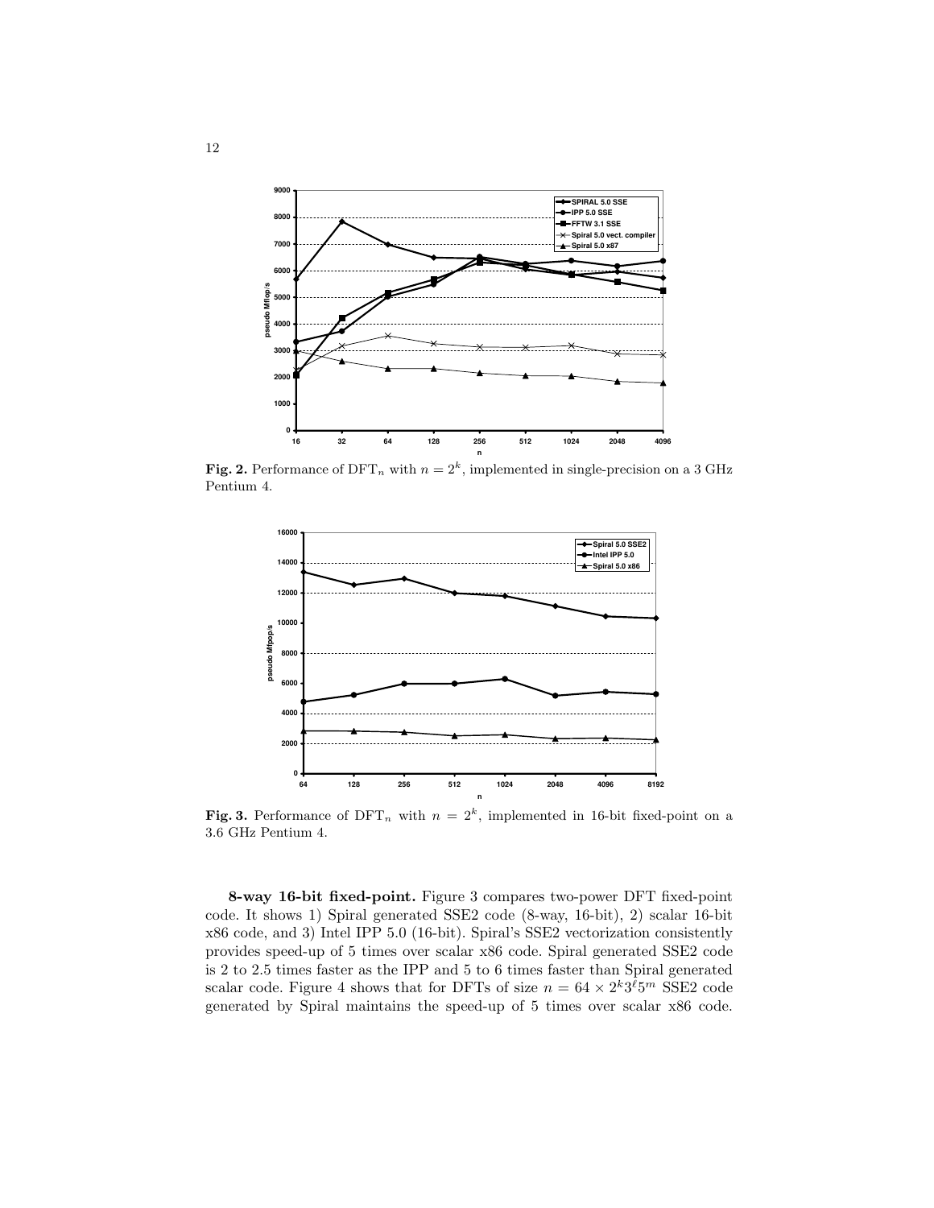**Fig. 2.** Performance of $\mathrm{DFT}_n$ with $n = 2^k$, implemented in single-precision on a 3 GHz Pentium 4.

**Fig. 3.** Performance of $\mathrm{DFT}_n$ with $n = 2^k$, implemented in 16-bit fixed-point on a 3.6 GHz Pentium 4.

**8-way 16-bit fixed-point.** Figure 3 compares two-power DFT fixed-point code. It shows 1) Spiral generated SSE2 code (8-way, 16-bit), 2) scalar 16-bit x86 code, and 3) Intel IPP 5.0 (16-bit). Spiral's SSE2 vectorization consistently provides speed-up of 5 times over scalar x86 code. Spiral generated SSE2 code is 2 to 2.5 times faster as the IPP and 5 to 6 times faster than Spiral generated scalar code. Figure 4 shows that for DFTs of size $n = 64 \times 2^k 3^\ell 5^m$ SSE2 code generated by Spiral maintains the speed-up of 5 times over scalar x86 code.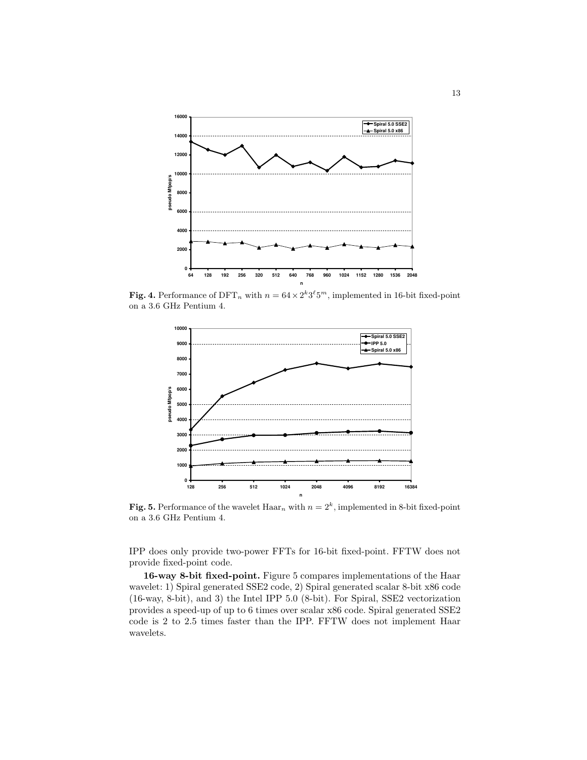**Fig. 4.** Performance of $\mathrm{DFT}_n$ with $n = 64 \times 2^k 3^\ell 5^m$, implemented in 16-bit fixed-point on a 3.6 GHz Pentium 4.

**Fig. 5.** Performance of the wavelet $\mathrm{Haar}_n$ with $n = 2^k$, implemented in 8-bit fixed-point on a 3.6 GHz Pentium 4.

IPP does only provide two-power FFTs for 16-bit fixed-point. FFTW does not provide fixed-point code.

**16-way 8-bit fixed-point.** Figure 5 compares implementations of the Haar wavelet: 1) Spiral generated SSE2 code, 2) Spiral generated scalar 8-bit x86 code (16-way, 8-bit), and 3) the Intel IPP 5.0 (8-bit). For Spiral, SSE2 vectorization provides a speed-up of up to 6 times over scalar x86 code. Spiral generated SSE2 code is 2 to 2.5 times faster than the IPP. FFTW does not implement Haar wavelets.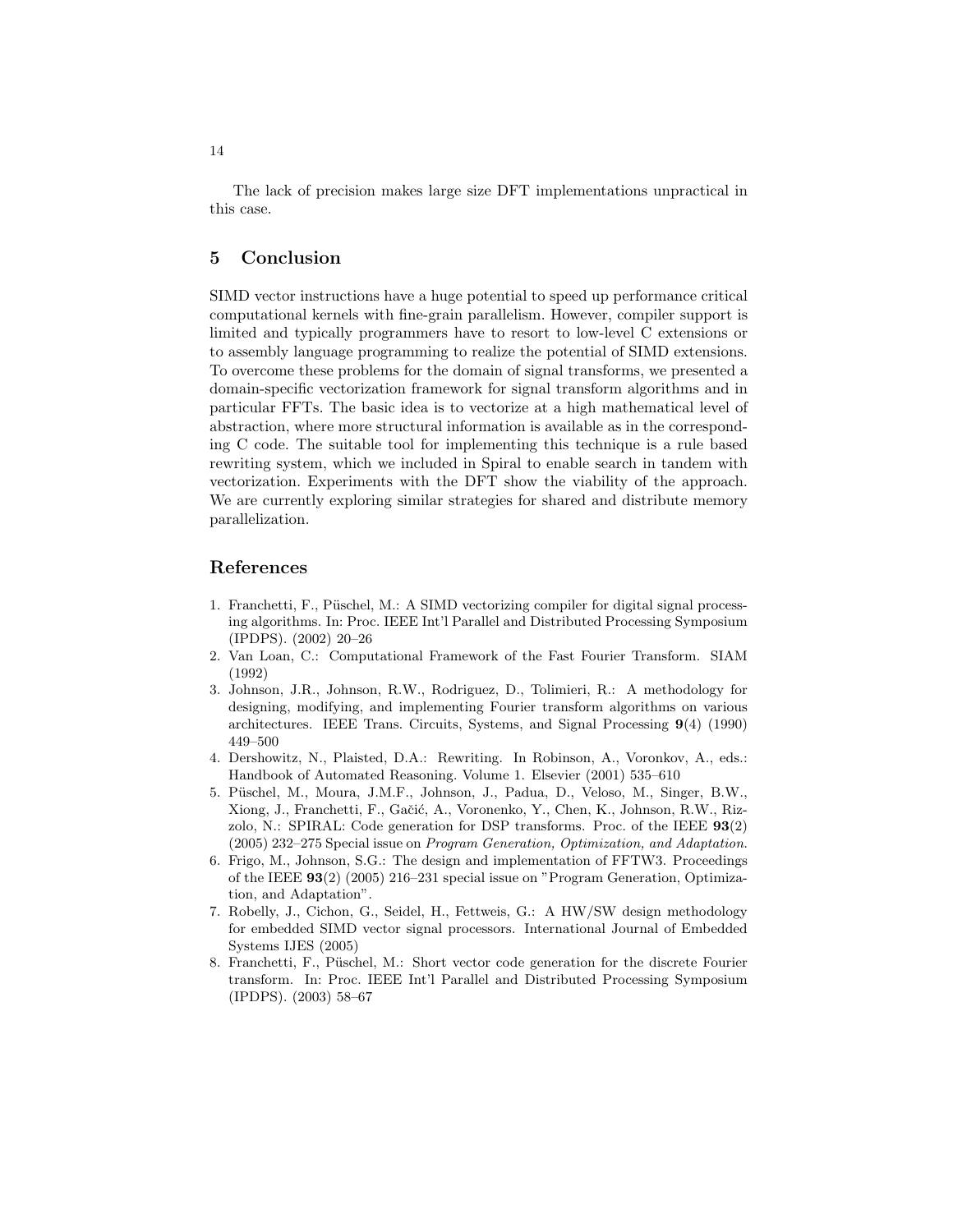The lack of precision makes large size DFT implementations unpractical in this case.

## 5 Conclusion

SIMD vector instructions have a huge potential to speed up performance critical computational kernels with fine-grain parallelism. However, compiler support is limited and typically programmers have to resort to low-level C extensions or to assembly language programming to realize the potential of SIMD extensions. To overcome these problems for the domain of signal transforms, we presented a domain-specific vectorization framework for signal transform algorithms and in particular FFTs. The basic idea is to vectorize at a high mathematical level of abstraction, where more structural information is available as in the corresponding C code. The suitable tool for implementing this technique is a rule based rewriting system, which we included in Spiral to enable search in tandem with vectorization. Experiments with the DFT show the viability of the approach. We are currently exploring similar strategies for shared and distribute memory parallelization.

## References

1. Franchetti, F., Püschel, M.: A SIMD vectorizing compiler for digital signal processing algorithms. In: Proc. IEEE Int'l Parallel and Distributed Processing Symposium (IPDPS). (2002) 20–26
2. Van Loan, C.: Computational Framework of the Fast Fourier Transform. SIAM (1992)
3. Johnson, J.R., Johnson, R.W., Rodriguez, D., Tolimieri, R.: A methodology for designing, modifying, and implementing Fourier transform algorithms on various architectures. IEEE Trans. Circuits, Systems, and Signal Processing **9**(4) (1990) 449–500
4. Dershowitz, N., Plaisted, D.A.: Rewriting. In Robinson, A., Voronkov, A., eds.: Handbook of Automated Reasoning. Volume 1. Elsevier (2001) 535–610
5. Püschel, M., Moura, J.M.F., Johnson, J., Padua, D., Veloso, M., Singer, B.W., Xiong, J., Franchetti, F., Gačić, A., Voronenko, Y., Chen, K., Johnson, R.W., Rizzolo, N.: SPIRAL: Code generation for DSP transforms. Proc. of the IEEE **93**(2) (2005) 232–275 Special issue on *Program Generation, Optimization, and Adaptation*.
6. Frigo, M., Johnson, S.G.: The design and implementation of FFTW3. Proceedings of the IEEE **93**(2) (2005) 216–231 special issue on "Program Generation, Optimization, and Adaptation".
7. Robelly, J., Cichon, G., Seidel, H., Fettweis, G.: A HW/SW design methodology for embedded SIMD vector signal processors. International Journal of Embedded Systems IJES (2005)
8. Franchetti, F., Püschel, M.: Short vector code generation for the discrete Fourier transform. In: Proc. IEEE Int'l Parallel and Distributed Processing Symposium (IPDPS). (2003) 58–67